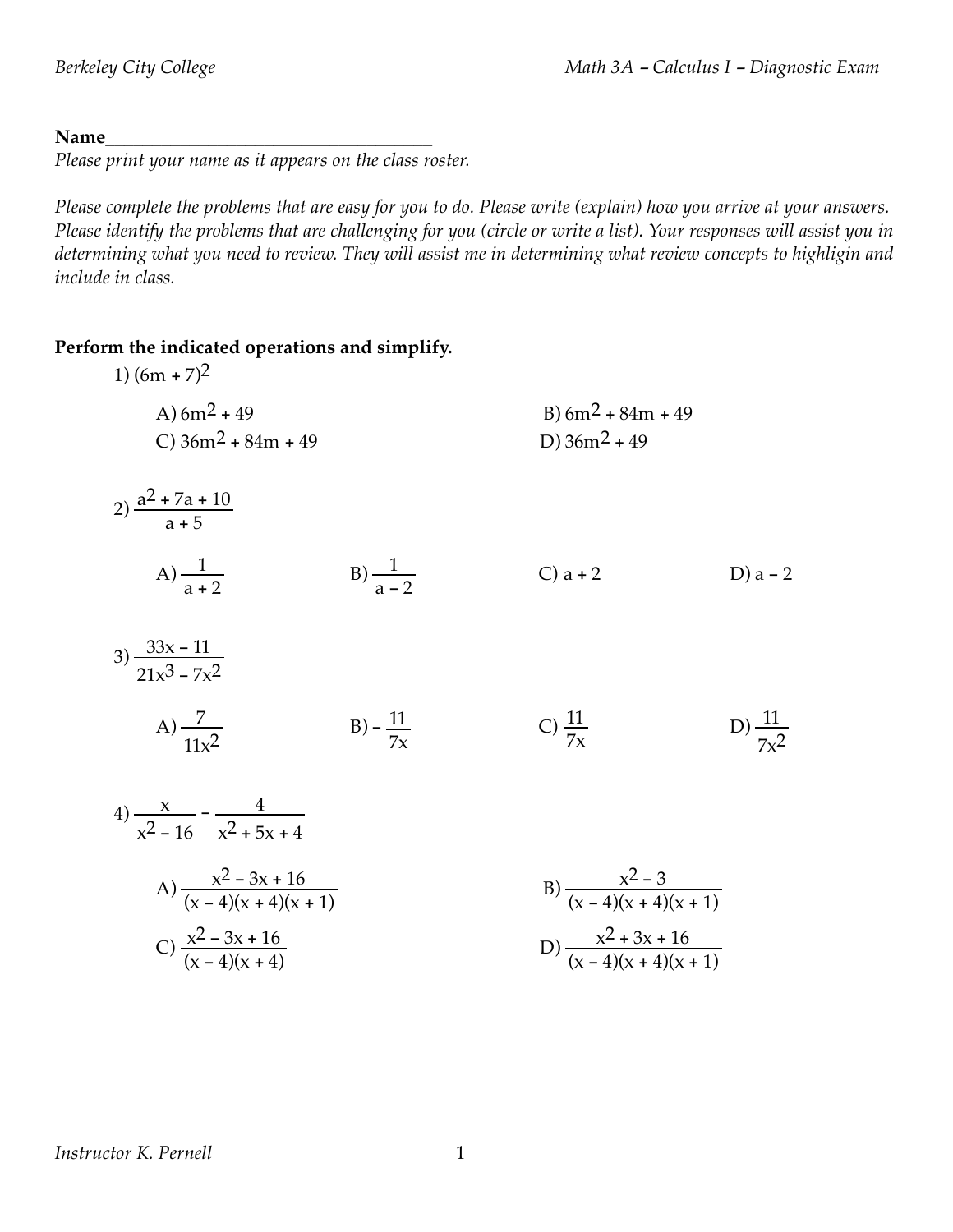Name___________________________________

*Please print your name as it appears on the class roster.*

*Please complete the problems that are easy for you to do. Please write (explain) how you arrive at your answers. Please identify the problems that are challenging for you (circle or write a list). Your responses will assist you in determining what you need to review. They will assist me in determining what review concepts to highligin and include in class.*

**Perform the indicated operations and simplify.**

1) $(6m + 7)^2$

A) $6m^2 + 49$

B) $6m^2 + 84m + 49$

C) $36m^2 + 84m + 49$

D) $36m^2 + 49$

2) $\dfrac{a^2 + 7a + 10}{a + 5}$

A) $\dfrac{1}{a + 2}$

B) $\dfrac{1}{a - 2}$

C) $a + 2$

D) $a - 2$

3) $\dfrac{33x - 11}{21x^3 - 7x^2}$

A) $\dfrac{7}{11x^2}$

B) $-\dfrac{11}{7x}$

C) $\dfrac{11}{7x}$

D) $\dfrac{11}{7x^2}$

4) $\dfrac{x}{x^2 - 16} - \dfrac{4}{x^2 + 5x + 4}$

A) $\dfrac{x^2 - 3x + 16}{(x - 4)(x + 4)(x + 1)}$

B) $\dfrac{x^2 - 3}{(x - 4)(x + 4)(x + 1)}$

C) $\dfrac{x^2 - 3x + 16}{(x - 4)(x + 4)}$

D) $\dfrac{x^2 + 3x + 16}{(x - 4)(x + 4)(x + 1)}$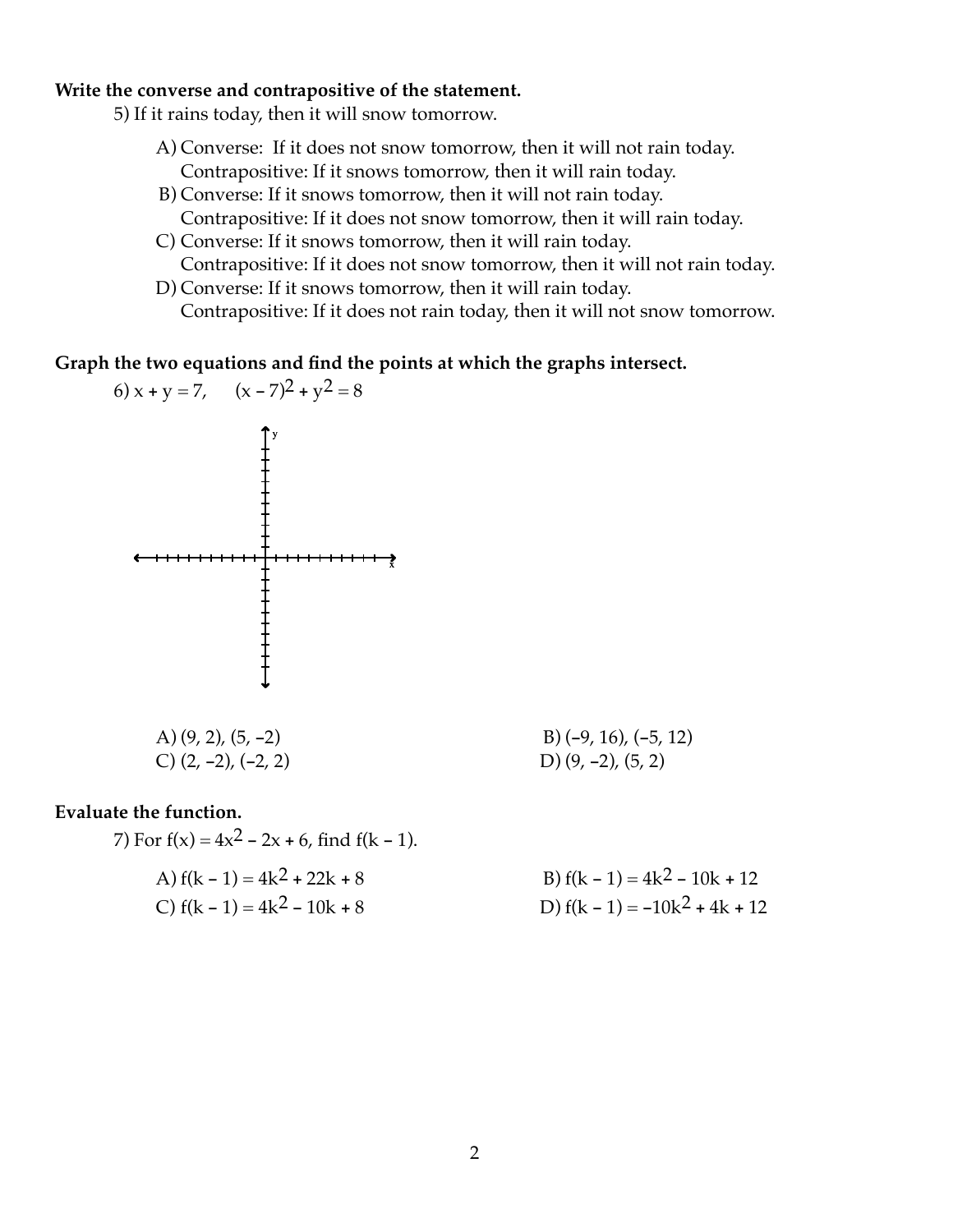**Write the converse and contrapositive of the statement.**

5) If it rains today, then it will snow tomorrow.

A) Converse: If it does not snow tomorrow, then it will not rain today.
Contrapositive: If it snows tomorrow, then it will rain today.

B) Converse: If it snows tomorrow, then it will not rain today.
Contrapositive: If it does not snow tomorrow, then it will rain today.

C) Converse: If it snows tomorrow, then it will rain today.
Contrapositive: If it does not snow tomorrow, then it will not rain today.

D) Converse: If it snows tomorrow, then it will rain today.
Contrapositive: If it does not rain today, then it will not snow tomorrow.

**Graph the two equations and find the points at which the graphs intersect.**

6) $x + y = 7$, $(x - 7)^2 + y^2 = 8$

A) $(9, 2)$, $(5, -2)$
B) $(-9, 16)$, $(-5, 12)$
C) $(2, -2)$, $(-2, 2)$
D) $(9, -2)$, $(5, 2)$

**Evaluate the function.**

7) For $f(x) = 4x^2 - 2x + 6$, find $f(k - 1)$.

A) $f(k - 1) = 4k^2 + 22k + 8$
B) $f(k - 1) = 4k^2 - 10k + 12$
C) $f(k - 1) = 4k^2 - 10k + 8$
D) $f(k - 1) = -10k^2 + 4k + 12$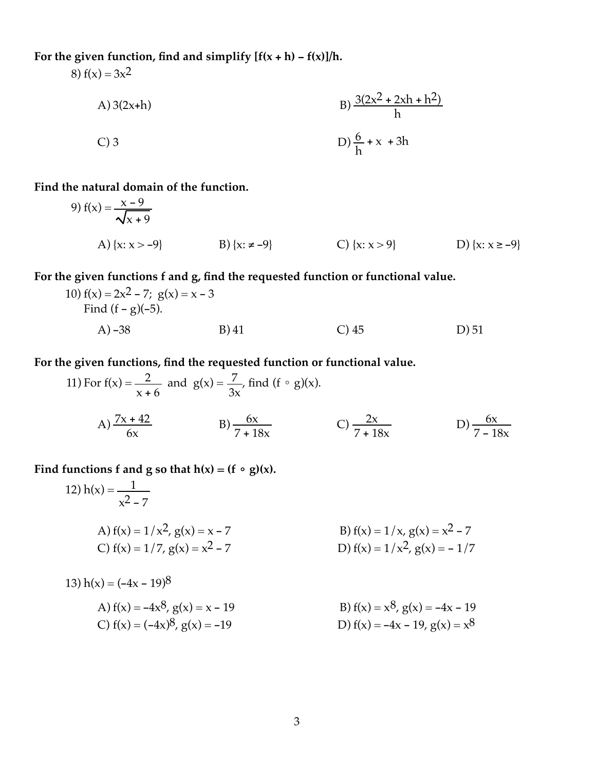**For the given function, find and simplify [f(x + h) – f(x)]/h.**

8) $f(x) = 3x^2$

A) $3(2x+h)$

B) $\dfrac{3(2x^2 + 2xh + h^2)}{h}$

C) 3

D) $\dfrac{6}{h} + x + 3h$

**Find the natural domain of the function.**

9) $f(x) = \dfrac{x - 9}{\sqrt{x + 9}}$

A) $\{x: x > -9\}$

B) $\{x: \neq -9\}$

C) $\{x: x > 9\}$

D) $\{x: x \geq -9\}$

**For the given functions f and g, find the requested function or functional value.**

10) $f(x) = 2x^2 - 7$; $g(x) = x - 3$

Find $(f - g)(-5)$.

A) $-38$

B) 41

C) 45

D) 51

**For the given functions, find the requested function or functional value.**

11) For $f(x) = \dfrac{2}{x + 6}$ and $g(x) = \dfrac{7}{3x}$, find $(f \circ g)(x)$.

A) $\dfrac{7x + 42}{6x}$

B) $\dfrac{6x}{7 + 18x}$

C) $\dfrac{2x}{7 + 18x}$

D) $\dfrac{6x}{7 - 18x}$

**Find functions f and g so that h(x) = (f ∘ g)(x).**

12) $h(x) = \dfrac{1}{x^2 - 7}$

A) $f(x) = 1/x^2$, $g(x) = x - 7$

B) $f(x) = 1/x$, $g(x) = x^2 - 7$

C) $f(x) = 1/7$, $g(x) = x^2 - 7$

D) $f(x) = 1/x^2$, $g(x) = -1/7$

13) $h(x) = (-4x - 19)^8$

A) $f(x) = -4x^8$, $g(x) = x - 19$

B) $f(x) = x^8$, $g(x) = -4x - 19$

C) $f(x) = (-4x)^8$, $g(x) = -19$

D) $f(x) = -4x - 19$, $g(x) = x^8$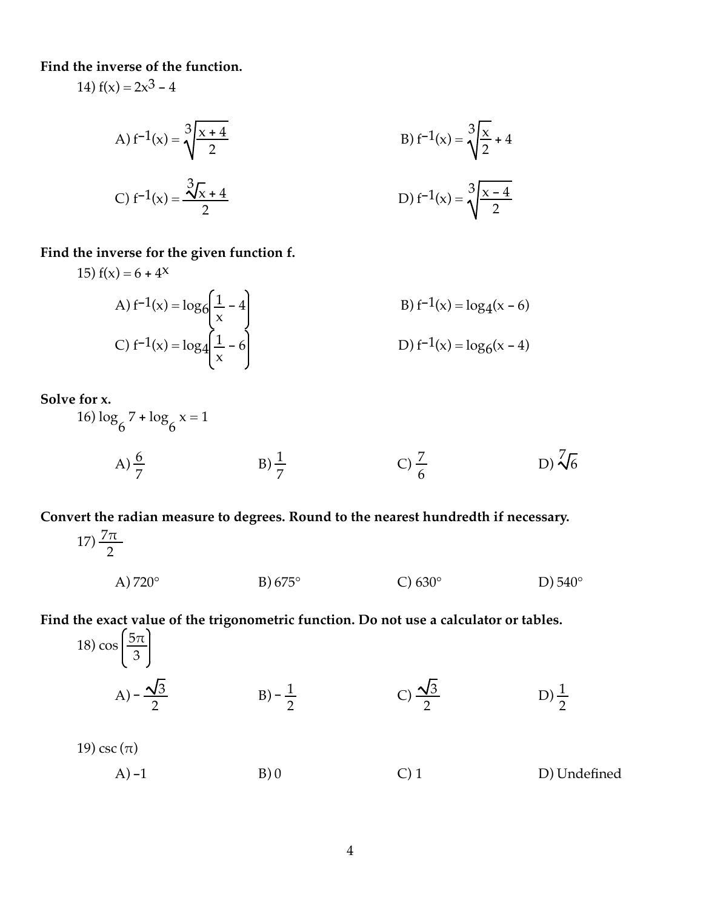**Find the inverse of the function.**

14) $f(x) = 2x^3 - 4$

A) $f^{-1}(x) = \sqrt[3]{\dfrac{x + 4}{2}}$

B) $f^{-1}(x) = \sqrt[3]{\dfrac{x}{2}} + 4$

C) $f^{-1}(x) = \dfrac{\sqrt[3]{x} + 4}{2}$

D) $f^{-1}(x) = \sqrt[3]{\dfrac{x - 4}{2}}$

**Find the inverse for the given function f.**

15) $f(x) = 6 + 4^x$

A) $f^{-1}(x) = \log_6\left(\dfrac{1}{x} - 4\right)$

B) $f^{-1}(x) = \log_4(x - 6)$

C) $f^{-1}(x) = \log_4\left(\dfrac{1}{x} - 6\right)$

D) $f^{-1}(x) = \log_6(x - 4)$

**Solve for x.**

16) $\log_6 7 + \log_6 x = 1$

A) $\dfrac{6}{7}$

B) $\dfrac{1}{7}$

C) $\dfrac{7}{6}$

D) $\sqrt[7]{6}$

**Convert the radian measure to degrees. Round to the nearest hundredth if necessary.**

17) $\dfrac{7\pi}{2}$

A) 720°

B) 675°

C) 630°

D) 540°

**Find the exact value of the trigonometric function. Do not use a calculator or tables.**

18) $\cos\left(\dfrac{5\pi}{3}\right)$

A) $-\dfrac{\sqrt{3}}{2}$

B) $-\dfrac{1}{2}$

C) $\dfrac{\sqrt{3}}{2}$

D) $\dfrac{1}{2}$

19) $\csc(\pi)$

A) $-1$

B) 0

C) 1

D) Undefined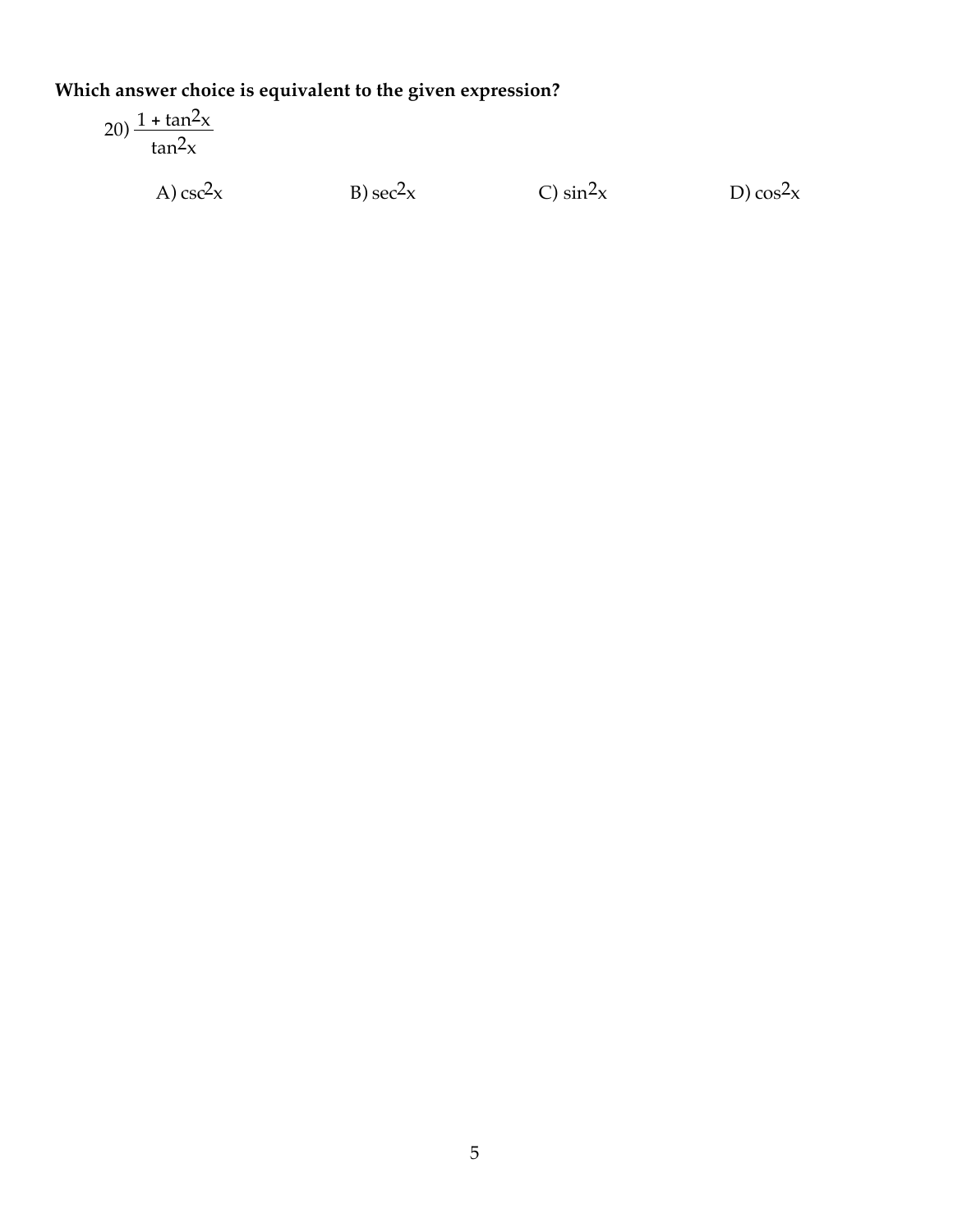**Which answer choice is equivalent to the given expression?**

20) $\dfrac{1 + \tan^2 x}{\tan^2 x}$

A) $\csc^2 x$

B) $\sec^2 x$

C) $\sin^2 x$

D) $\cos^2 x$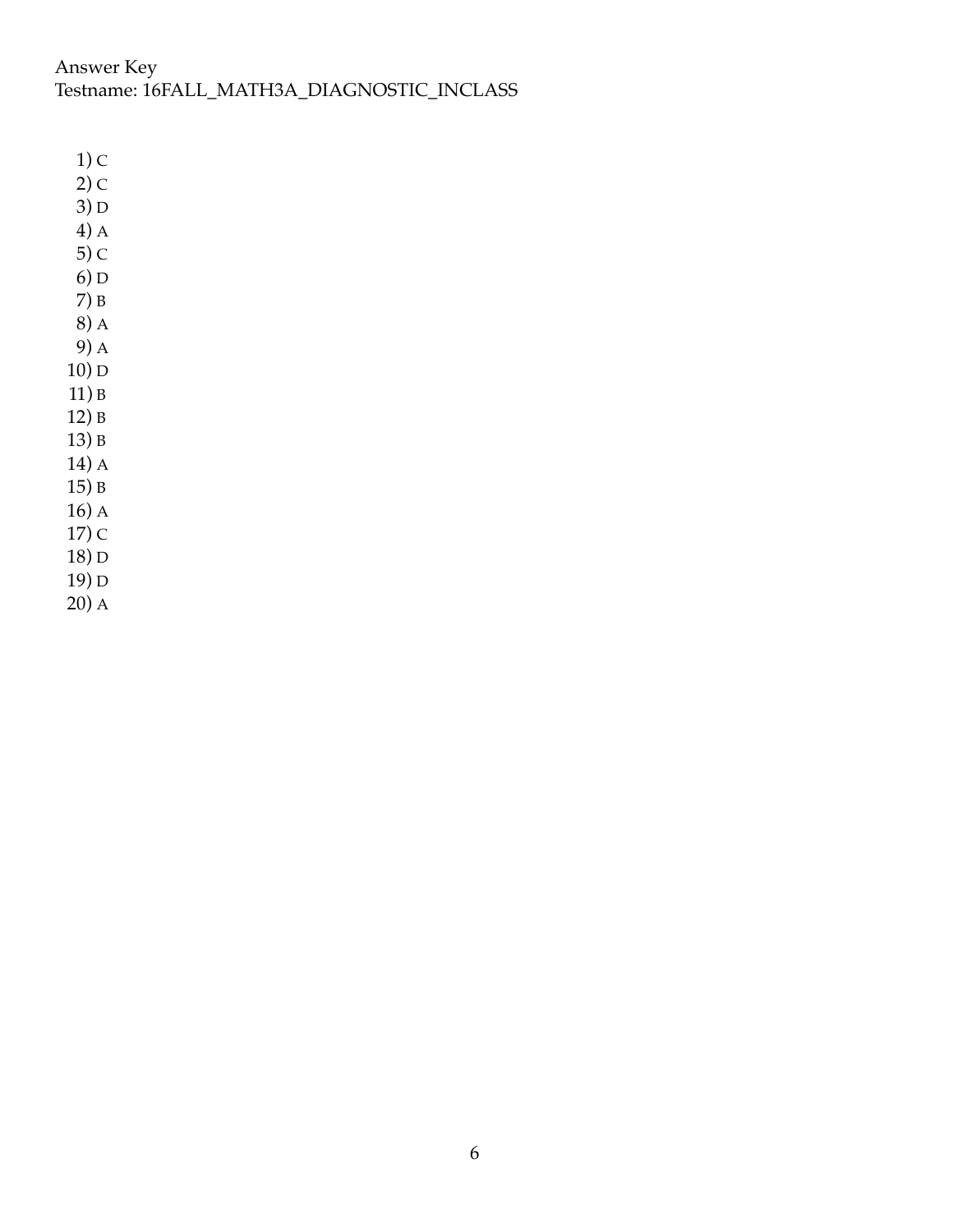Answer Key
Testname: 16FALL_MATH3A_DIAGNOSTIC_INCLASS

1) C
2) C
3) D
4) A
5) C
6) D
7) B
8) A
9) A
10) D
11) B
12) B
13) B
14) A
15) B
16) A
17) C
18) D
19) D
20) A